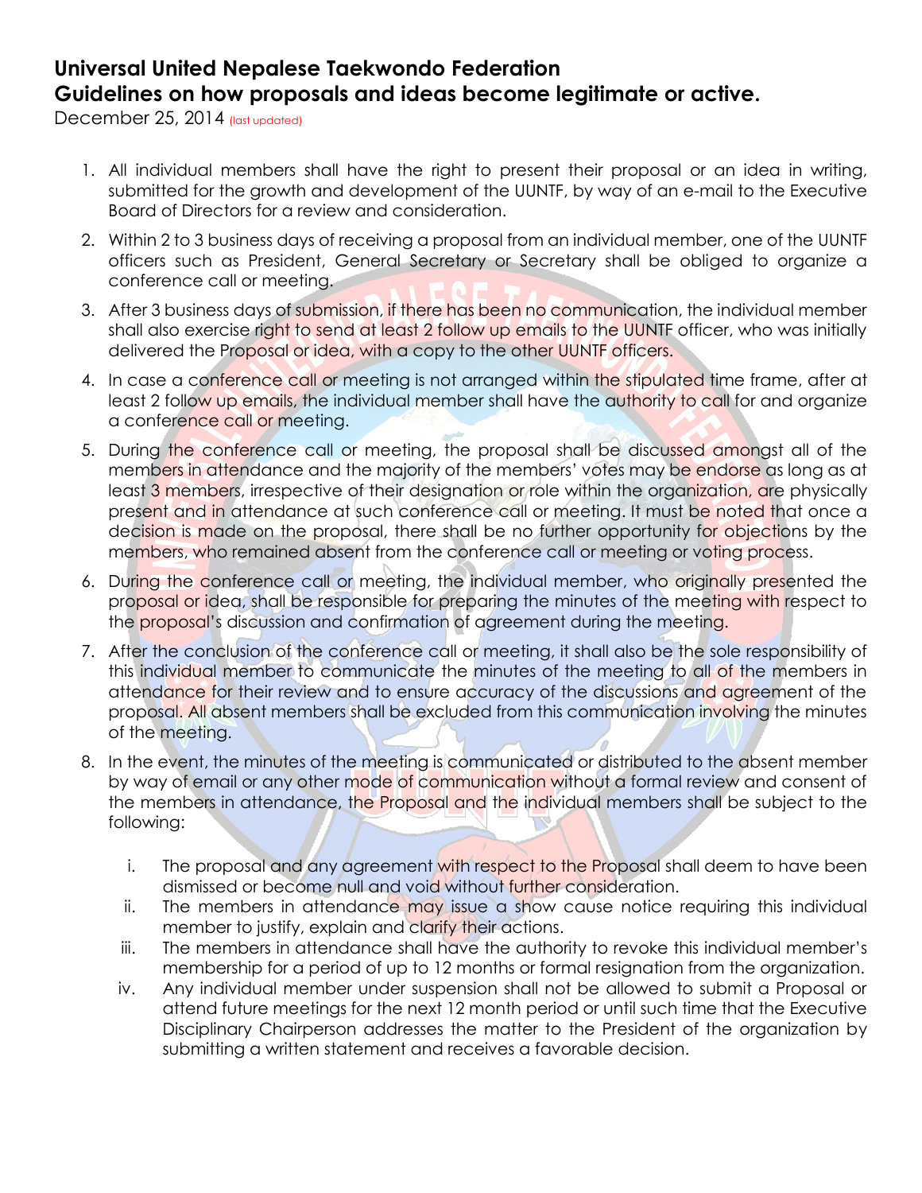# Universal United Nepalese Taekwondo Federation
## Guidelines on how proposals and ideas become legitimate or active.

December 25, 2014 (last updated)

1. All individual members shall have the right to present their proposal or an idea in writing, submitted for the growth and development of the UUNTF, by way of an e-mail to the Executive Board of Directors for a review and consideration.
2. Within 2 to 3 business days of receiving a proposal from an individual member, one of the UUNTF officers such as President, General Secretary or Secretary shall be obliged to organize a conference call or meeting.
3. After 3 business days of submission, if there has been no communication, the individual member shall also exercise right to send at least 2 follow up emails to the UUNTF officer, who was initially delivered the Proposal or idea, with a copy to the other UUNTF officers.
4. In case a conference call or meeting is not arranged within the stipulated time frame, after at least 2 follow up emails, the individual member shall have the authority to call for and organize a conference call or meeting.
5. During the conference call or meeting, the proposal shall be discussed amongst all of the members in attendance and the majority of the members' votes may be endorse as long as at least 3 members, irrespective of their designation or role within the organization, are physically present and in attendance at such conference call or meeting. It must be noted that once a decision is made on the proposal, there shall be no further opportunity for objections by the members, who remained absent from the conference call or meeting or voting process.
6. During the conference call or meeting, the individual member, who originally presented the proposal or idea, shall be responsible for preparing the minutes of the meeting with respect to the proposal's discussion and confirmation of agreement during the meeting.
7. After the conclusion of the conference call or meeting, it shall also be the sole responsibility of this individual member to communicate the minutes of the meeting to all of the members in attendance for their review and to ensure accuracy of the discussions and agreement of the proposal. All absent members shall be excluded from this communication involving the minutes of the meeting.
8. In the event, the minutes of the meeting is communicated or distributed to the absent member by way of email or any other mode of communication without a formal review and consent of the members in attendance, the Proposal and the individual members shall be subject to the following:

   i. The proposal and any agreement with respect to the Proposal shall deem to have been dismissed or become null and void without further consideration.
   
   ii. The members in attendance may issue a show cause notice requiring this individual member to justify, explain and clarify their actions.
   
   iii. The members in attendance shall have the authority to revoke this individual member's membership for a period of up to 12 months or formal resignation from the organization.
   
   iv. Any individual member under suspension shall not be allowed to submit a Proposal or attend future meetings for the next 12 month period or until such time that the Executive Disciplinary Chairperson addresses the matter to the President of the organization by submitting a written statement and receives a favorable decision.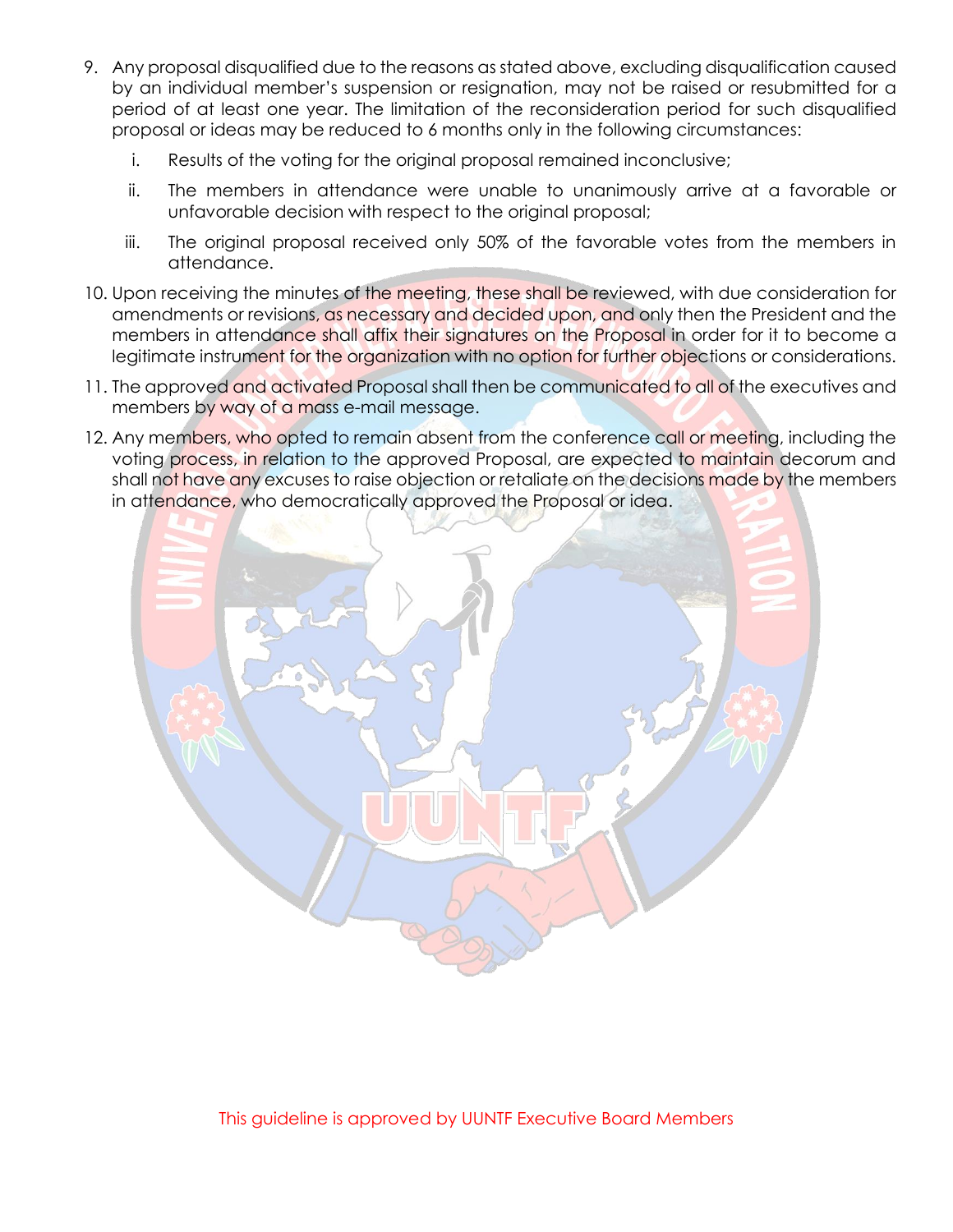9. Any proposal disqualified due to the reasons as stated above, excluding disqualification caused by an individual member's suspension or resignation, may not be raised or resubmitted for a period of at least one year. The limitation of the reconsideration period for such disqualified proposal or ideas may be reduced to 6 months only in the following circumstances:
   i. Results of the voting for the original proposal remained inconclusive;
   ii. The members in attendance were unable to unanimously arrive at a favorable or unfavorable decision with respect to the original proposal;
   iii. The original proposal received only 50% of the favorable votes from the members in attendance.
10. Upon receiving the minutes of the meeting, these shall be reviewed, with due consideration for amendments or revisions, as necessary and decided upon, and only then the President and the members in attendance shall affix their signatures on the Proposal in order for it to become a legitimate instrument for the organization with no option for further objections or considerations.
11. The approved and activated Proposal shall then be communicated to all of the executives and members by way of a mass e-mail message.
12. Any members, who opted to remain absent from the conference call or meeting, including the voting process, in relation to the approved Proposal, are expected to maintain decorum and shall not have any excuses to raise objection or retaliate on the decisions made by the members in attendance, who democratically approved the Proposal or idea.

This guideline is approved by UUNTF Executive Board Members